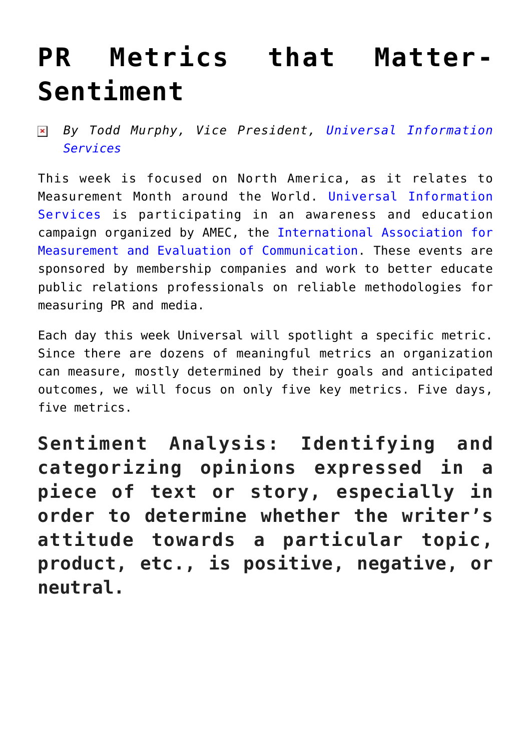# PR Metrics that Matter-Sentiment

*By Todd Murphy, Vice President, Universal Information Services*

This week is focused on North America, as it relates to Measurement Month around the World. Universal Information Services is participating in an awareness and education campaign organized by AMEC, the International Association for Measurement and Evaluation of Communication. These events are sponsored by membership companies and work to better educate public relations professionals on reliable methodologies for measuring PR and media.

Each day this week Universal will spotlight a specific metric. Since there are dozens of meaningful metrics an organization can measure, mostly determined by their goals and anticipated outcomes, we will focus on only five key metrics. Five days, five metrics.

## Sentiment Analysis: Identifying and categorizing opinions expressed in a piece of text or story, especially in order to determine whether the writer's attitude towards a particular topic, product, etc., is positive, negative, or neutral.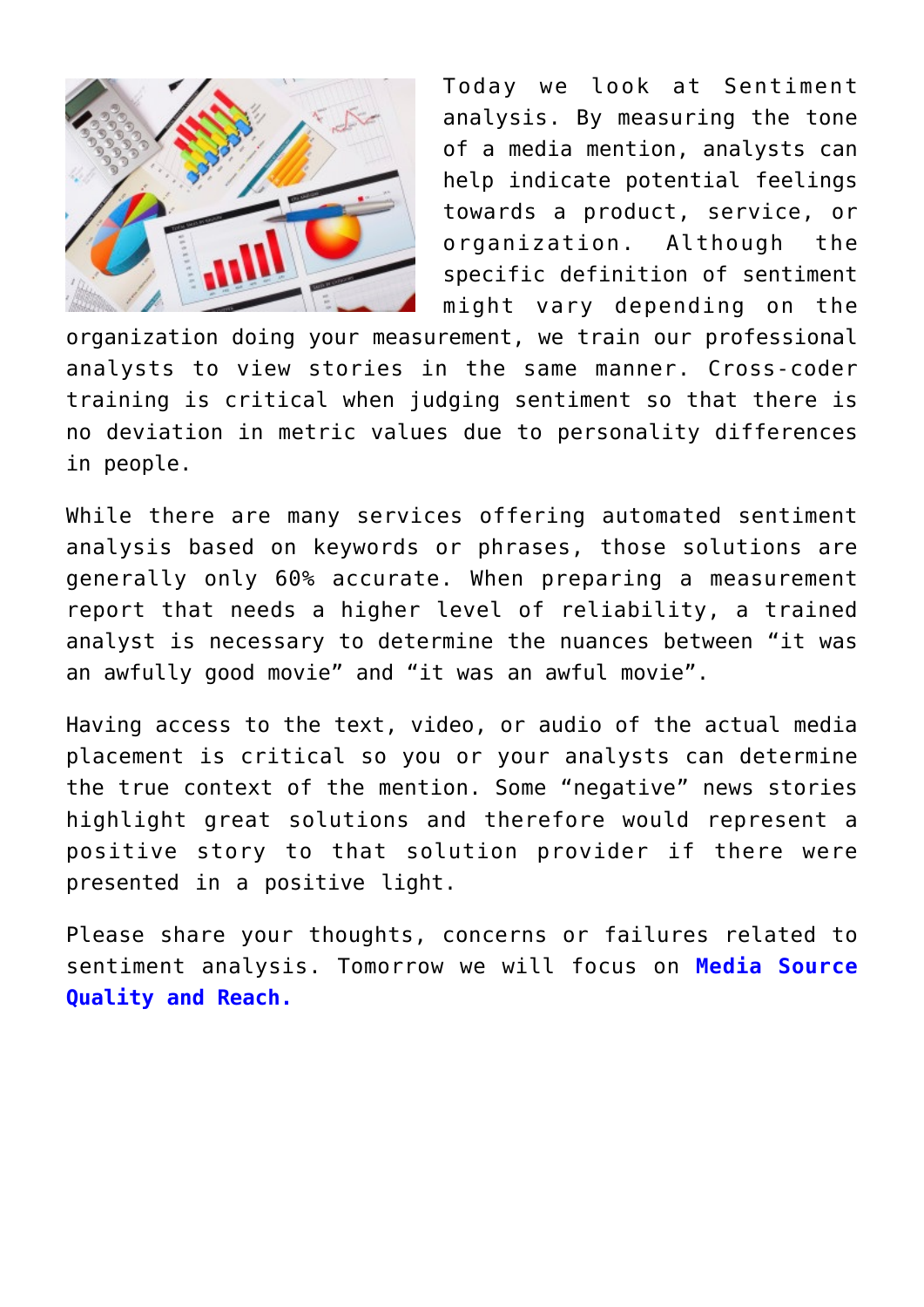Today we look at Sentiment analysis. By measuring the tone of a media mention, analysts can help indicate potential feelings towards a product, service, or organization. Although the specific definition of sentiment might vary depending on the organization doing your measurement, we train our professional analysts to view stories in the same manner. Cross-coder training is critical when judging sentiment so that there is no deviation in metric values due to personality differences in people.

While there are many services offering automated sentiment analysis based on keywords or phrases, those solutions are generally only 60% accurate. When preparing a measurement report that needs a higher level of reliability, a trained analyst is necessary to determine the nuances between "it was an awfully good movie" and "it was an awful movie".

Having access to the text, video, or audio of the actual media placement is critical so you or your analysts can determine the true context of the mention. Some "negative" news stories highlight great solutions and therefore would represent a positive story to that solution provider if there were presented in a positive light.

Please share your thoughts, concerns or failures related to sentiment analysis. Tomorrow we will focus on **Media Source Quality and Reach.**